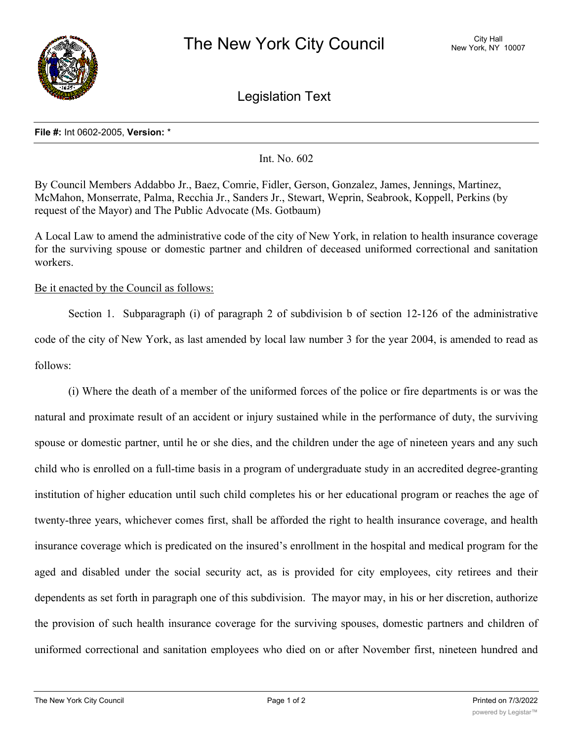# The New York City Council

City Hall
New York, NY 10007

## Legislation Text

**File #:** Int 0602-2005, **Version:** *

Int. No. 602

By Council Members Addabbo Jr., Baez, Comrie, Fidler, Gerson, Gonzalez, James, Jennings, Martinez, McMahon, Monserrate, Palma, Recchia Jr., Sanders Jr., Stewart, Weprin, Seabrook, Koppell, Perkins (by request of the Mayor) and The Public Advocate (Ms. Gotbaum)

A Local Law to amend the administrative code of the city of New York, in relation to health insurance coverage for the surviving spouse or domestic partner and children of deceased uniformed correctional and sanitation workers.

Be it enacted by the Council as follows:

Section 1. Subparagraph (i) of paragraph 2 of subdivision b of section 12-126 of the administrative code of the city of New York, as last amended by local law number 3 for the year 2004, is amended to read as follows:

(i) Where the death of a member of the uniformed forces of the police or fire departments is or was the natural and proximate result of an accident or injury sustained while in the performance of duty, the surviving spouse or domestic partner, until he or she dies, and the children under the age of nineteen years and any such child who is enrolled on a full-time basis in a program of undergraduate study in an accredited degree-granting institution of higher education until such child completes his or her educational program or reaches the age of twenty-three years, whichever comes first, shall be afforded the right to health insurance coverage, and health insurance coverage which is predicated on the insured's enrollment in the hospital and medical program for the aged and disabled under the social security act, as is provided for city employees, city retirees and their dependents as set forth in paragraph one of this subdivision. The mayor may, in his or her discretion, authorize the provision of such health insurance coverage for the surviving spouses, domestic partners and children of uniformed correctional and sanitation employees who died on or after November first, nineteen hundred and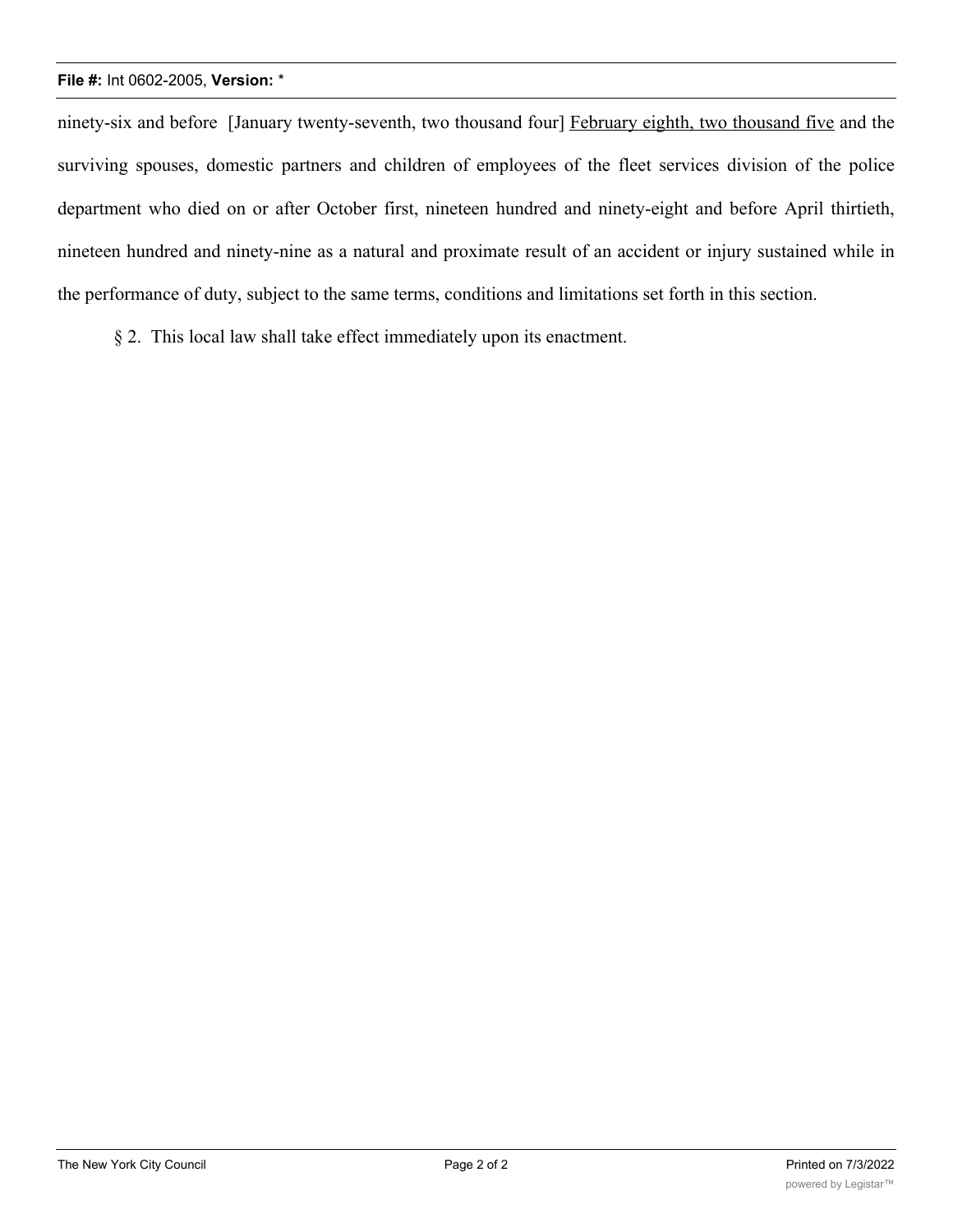ninety-six and before [January twenty-seventh, two thousand four] <u>February eighth, two thousand five</u> and the surviving spouses, domestic partners and children of employees of the fleet services division of the police department who died on or after October first, nineteen hundred and ninety-eight and before April thirtieth, nineteen hundred and ninety-nine as a natural and proximate result of an accident or injury sustained while in the performance of duty, subject to the same terms, conditions and limitations set forth in this section.

§ 2. This local law shall take effect immediately upon its enactment.